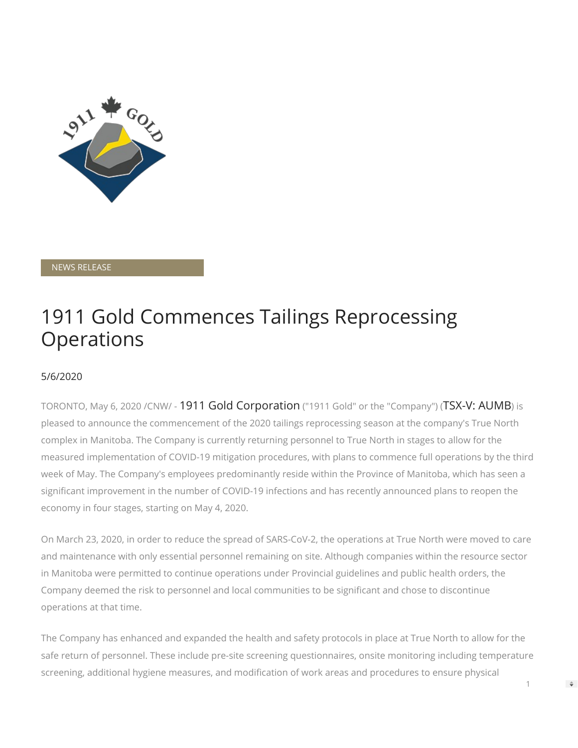NEWS RELEASE

# 1911 Gold Commences Tailings Reprocessing Operations

5/6/2020

TORONTO, May 6, 2020 /CNW/ - 1911 Gold Corporation ("1911 Gold" or the "Company") (TSX-V: AUMB) is pleased to announce the commencement of the 2020 tailings reprocessing season at the company's True North complex in Manitoba. The Company is currently returning personnel to True North in stages to allow for the measured implementation of COVID-19 mitigation procedures, with plans to commence full operations by the third week of May. The Company's employees predominantly reside within the Province of Manitoba, which has seen a significant improvement in the number of COVID-19 infections and has recently announced plans to reopen the economy in four stages, starting on May 4, 2020.

On March 23, 2020, in order to reduce the spread of SARS-CoV-2, the operations at True North were moved to care and maintenance with only essential personnel remaining on site. Although companies within the resource sector in Manitoba were permitted to continue operations under Provincial guidelines and public health orders, the Company deemed the risk to personnel and local communities to be significant and chose to discontinue operations at that time.

The Company has enhanced and expanded the health and safety protocols in place at True North to allow for the safe return of personnel. These include pre-site screening questionnaires, onsite monitoring including temperature screening, additional hygiene measures, and modification of work areas and procedures to ensure physical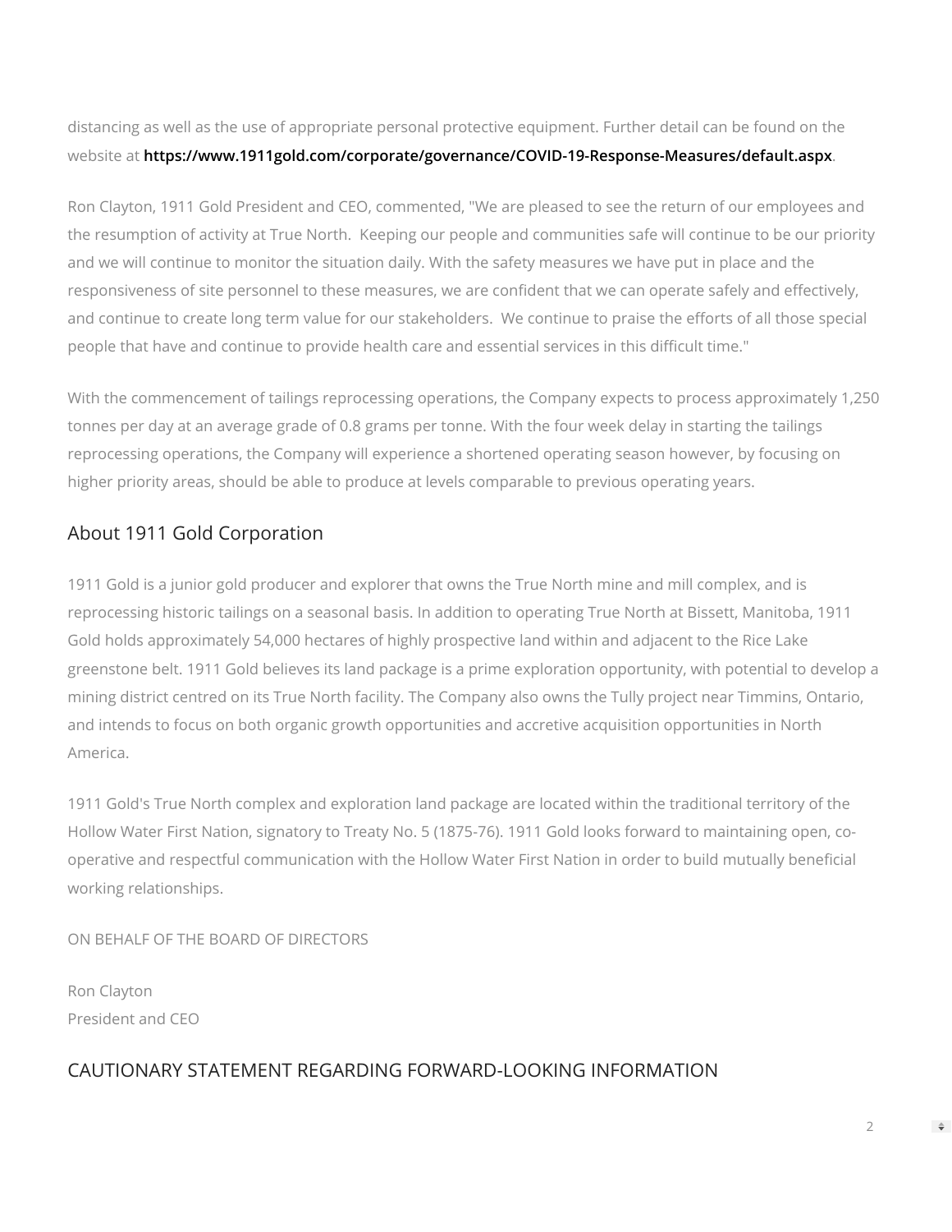distancing as well as the use of appropriate personal protective equipment. Further detail can be found on the website at **https://www.1911gold.com/corporate/governance/COVID-19-Response-Measures/default.aspx**.

Ron Clayton, 1911 Gold President and CEO, commented, "We are pleased to see the return of our employees and the resumption of activity at True North.  Keeping our people and communities safe will continue to be our priority and we will continue to monitor the situation daily. With the safety measures we have put in place and the responsiveness of site personnel to these measures, we are confident that we can operate safely and effectively, and continue to create long term value for our stakeholders.  We continue to praise the efforts of all those special people that have and continue to provide health care and essential services in this difficult time."

With the commencement of tailings reprocessing operations, the Company expects to process approximately 1,250 tonnes per day at an average grade of 0.8 grams per tonne. With the four week delay in starting the tailings reprocessing operations, the Company will experience a shortened operating season however, by focusing on higher priority areas, should be able to produce at levels comparable to previous operating years.

## About 1911 Gold Corporation

1911 Gold is a junior gold producer and explorer that owns the True North mine and mill complex, and is reprocessing historic tailings on a seasonal basis. In addition to operating True North at Bissett, Manitoba, 1911 Gold holds approximately 54,000 hectares of highly prospective land within and adjacent to the Rice Lake greenstone belt. 1911 Gold believes its land package is a prime exploration opportunity, with potential to develop a mining district centred on its True North facility. The Company also owns the Tully project near Timmins, Ontario, and intends to focus on both organic growth opportunities and accretive acquisition opportunities in North America.

1911 Gold's True North complex and exploration land package are located within the traditional territory of the Hollow Water First Nation, signatory to Treaty No. 5 (1875-76). 1911 Gold looks forward to maintaining open, co-operative and respectful communication with the Hollow Water First Nation in order to build mutually beneficial working relationships.

ON BEHALF OF THE BOARD OF DIRECTORS

Ron Clayton
President and CEO

## CAUTIONARY STATEMENT REGARDING FORWARD-LOOKING INFORMATION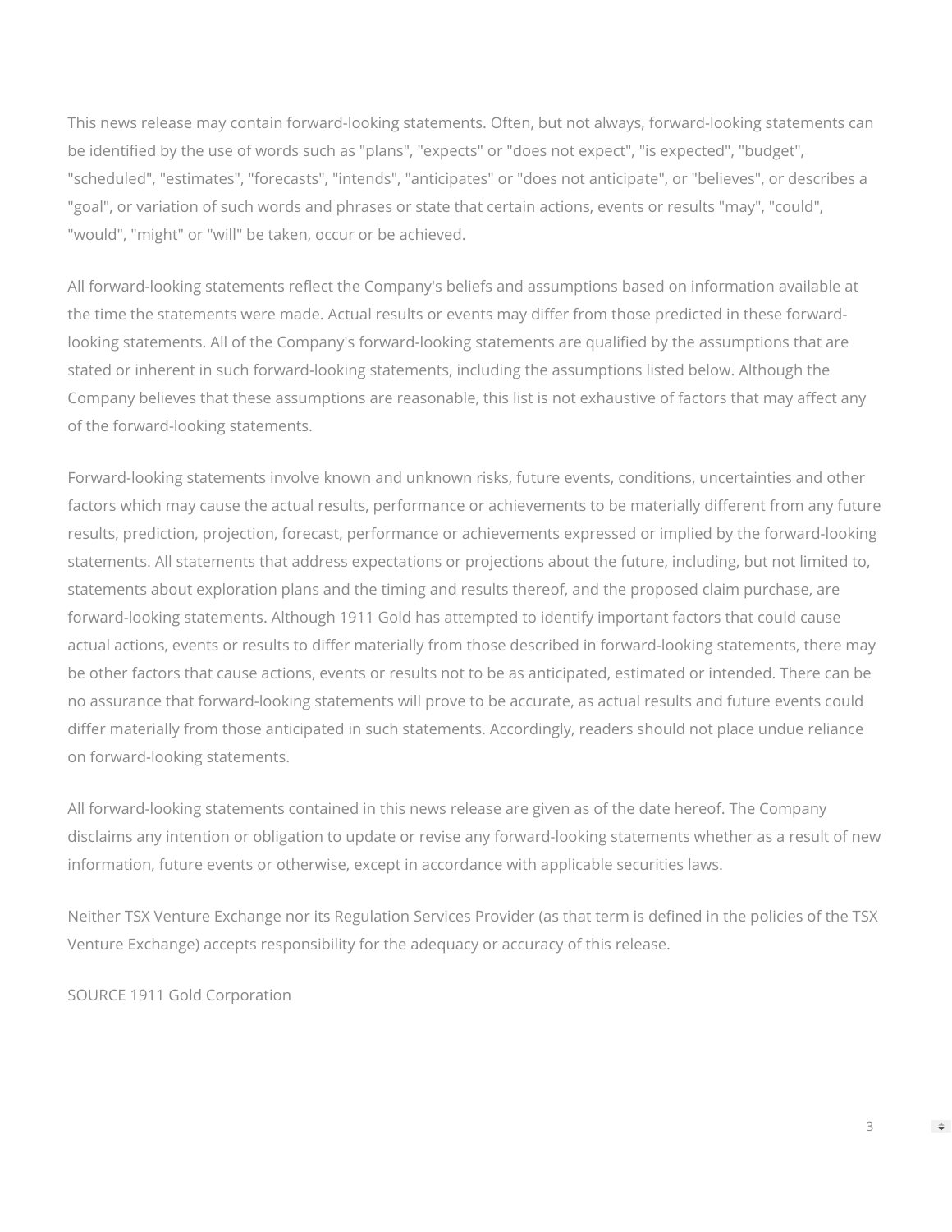This news release may contain forward-looking statements. Often, but not always, forward-looking statements can be identified by the use of words such as "plans", "expects" or "does not expect", "is expected", "budget", "scheduled", "estimates", "forecasts", "intends", "anticipates" or "does not anticipate", or "believes", or describes a "goal", or variation of such words and phrases or state that certain actions, events or results "may", "could", "would", "might" or "will" be taken, occur or be achieved.

All forward-looking statements reflect the Company's beliefs and assumptions based on information available at the time the statements were made. Actual results or events may differ from those predicted in these forward-looking statements. All of the Company's forward-looking statements are qualified by the assumptions that are stated or inherent in such forward-looking statements, including the assumptions listed below. Although the Company believes that these assumptions are reasonable, this list is not exhaustive of factors that may affect any of the forward-looking statements.

Forward-looking statements involve known and unknown risks, future events, conditions, uncertainties and other factors which may cause the actual results, performance or achievements to be materially different from any future results, prediction, projection, forecast, performance or achievements expressed or implied by the forward-looking statements. All statements that address expectations or projections about the future, including, but not limited to, statements about exploration plans and the timing and results thereof, and the proposed claim purchase, are forward-looking statements. Although 1911 Gold has attempted to identify important factors that could cause actual actions, events or results to differ materially from those described in forward-looking statements, there may be other factors that cause actions, events or results not to be as anticipated, estimated or intended. There can be no assurance that forward-looking statements will prove to be accurate, as actual results and future events could differ materially from those anticipated in such statements. Accordingly, readers should not place undue reliance on forward-looking statements.

All forward-looking statements contained in this news release are given as of the date hereof. The Company disclaims any intention or obligation to update or revise any forward-looking statements whether as a result of new information, future events or otherwise, except in accordance with applicable securities laws.

Neither TSX Venture Exchange nor its Regulation Services Provider (as that term is defined in the policies of the TSX Venture Exchange) accepts responsibility for the adequacy or accuracy of this release.

SOURCE 1911 Gold Corporation